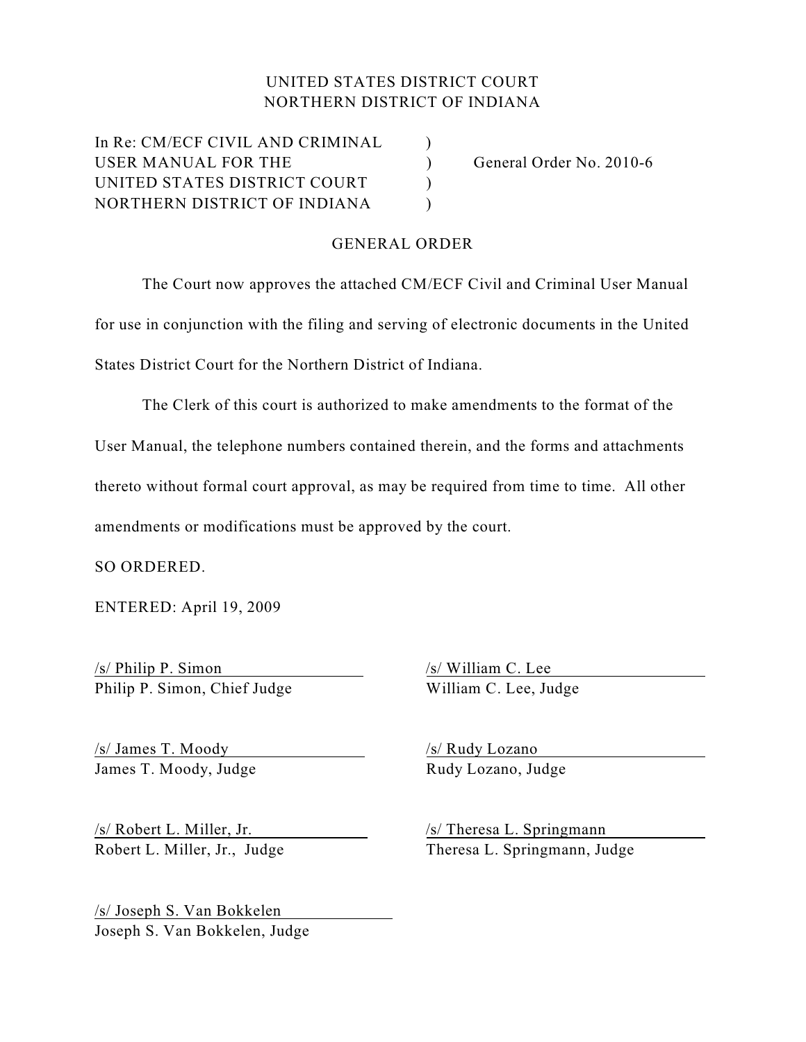UNITED STATES DISTRICT COURT
NORTHERN DISTRICT OF INDIANA

| | | |
|---|---|---|
| In Re: CM/ECF CIVIL AND CRIMINAL | ) | |
| USER MANUAL FOR THE | ) | General Order No. 2010-6 |
| UNITED STATES DISTRICT COURT | ) | |
| NORTHERN DISTRICT OF INDIANA | ) | |

## GENERAL ORDER

The Court now approves the attached CM/ECF Civil and Criminal User Manual for use in conjunction with the filing and serving of electronic documents in the United States District Court for the Northern District of Indiana.

The Clerk of this court is authorized to make amendments to the format of the User Manual, the telephone numbers contained therein, and the forms and attachments thereto without formal court approval, as may be required from time to time. All other amendments or modifications must be approved by the court.

SO ORDERED.

ENTERED: April 19, 2009

/s/ Philip P. Simon
Philip P. Simon, Chief Judge

/s/ William C. Lee
William C. Lee, Judge

/s/ James T. Moody
James T. Moody, Judge

/s/ Rudy Lozano
Rudy Lozano, Judge

/s/ Robert L. Miller, Jr.
Robert L. Miller, Jr., Judge

/s/ Theresa L. Springmann
Theresa L. Springmann, Judge

/s/ Joseph S. Van Bokkelen
Joseph S. Van Bokkelen, Judge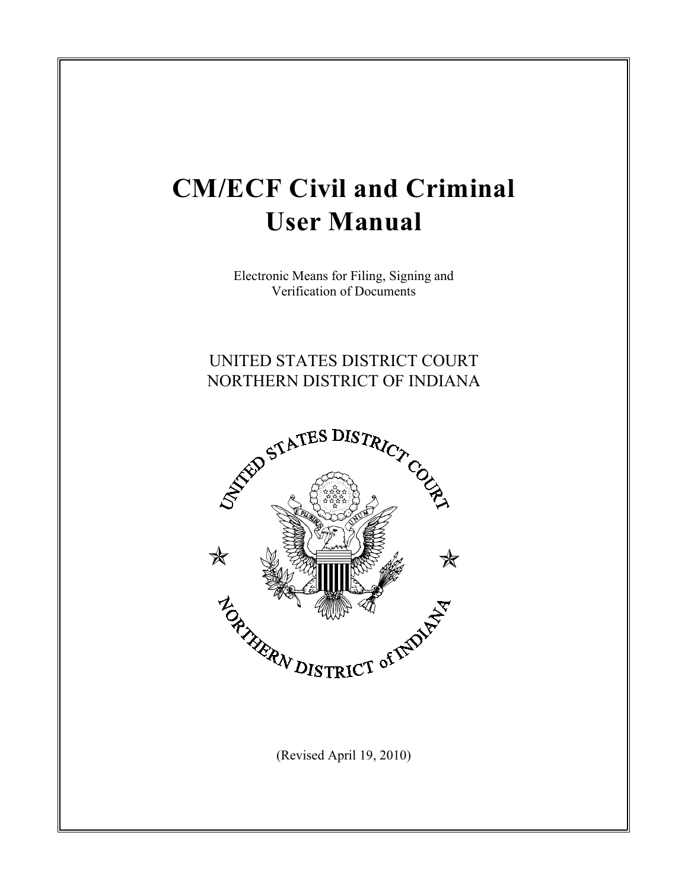# CM/ECF Civil and Criminal User Manual

Electronic Means for Filing, Signing and Verification of Documents

UNITED STATES DISTRICT COURT
NORTHERN DISTRICT OF INDIANA

(Revised April 19, 2010)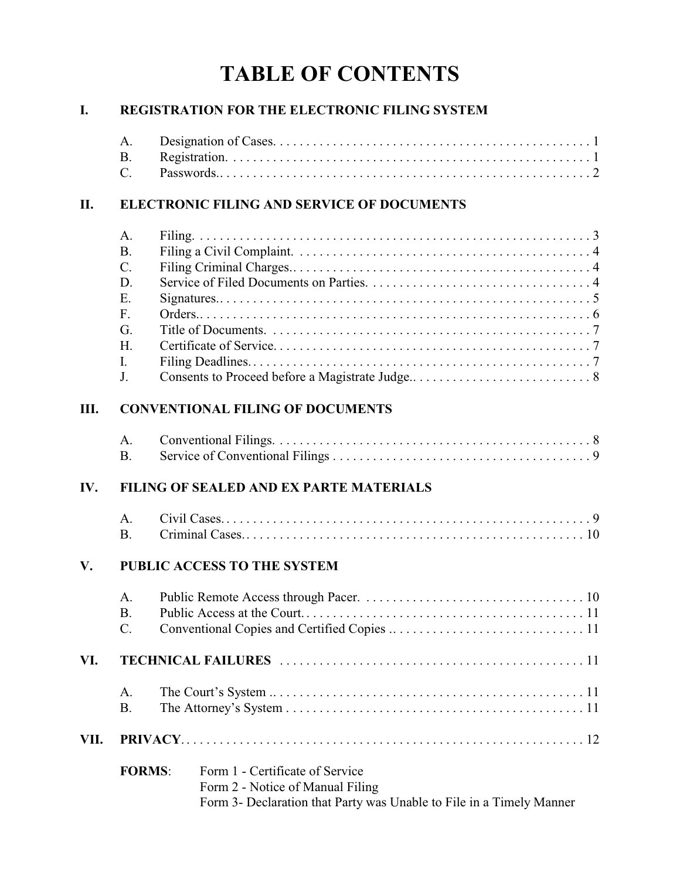# TABLE OF CONTENTS

## I. REGISTRATION FOR THE ELECTRONIC FILING SYSTEM

- A. Designation of Cases. . . . . . . . . . . . . . . . . . . . . . . . . . . . . . . . . . . . . . . . . . . . . . . 1
- B. Registration. . . . . . . . . . . . . . . . . . . . . . . . . . . . . . . . . . . . . . . . . . . . . . . . . . . . . 1
- C. Passwords.. . . . . . . . . . . . . . . . . . . . . . . . . . . . . . . . . . . . . . . . . . . . . . . . . . . . . . 2

## II. ELECTRONIC FILING AND SERVICE OF DOCUMENTS

- A. Filing. . . . . . . . . . . . . . . . . . . . . . . . . . . . . . . . . . . . . . . . . . . . . . . . . . . . . . . . . . 3
- B. Filing a Civil Complaint. . . . . . . . . . . . . . . . . . . . . . . . . . . . . . . . . . . . . . . . . . . . 4
- C. Filing Criminal Charges.. . . . . . . . . . . . . . . . . . . . . . . . . . . . . . . . . . . . . . . . . . . . 4
- D. Service of Filed Documents on Parties. . . . . . . . . . . . . . . . . . . . . . . . . . . . . . . . . 4
- E. Signatures.. . . . . . . . . . . . . . . . . . . . . . . . . . . . . . . . . . . . . . . . . . . . . . . . . . . . . . 5
- F. Orders.. . . . . . . . . . . . . . . . . . . . . . . . . . . . . . . . . . . . . . . . . . . . . . . . . . . . . . . . . 6
- G. Title of Documents. . . . . . . . . . . . . . . . . . . . . . . . . . . . . . . . . . . . . . . . . . . . . . . . 7
- H. Certificate of Service. . . . . . . . . . . . . . . . . . . . . . . . . . . . . . . . . . . . . . . . . . . . . . . 7
- I. Filing Deadlines. . . . . . . . . . . . . . . . . . . . . . . . . . . . . . . . . . . . . . . . . . . . . . . . . . . 7
- J. Consents to Proceed before a Magistrate Judge.. . . . . . . . . . . . . . . . . . . . . . . . . . 8

## III. CONVENTIONAL FILING OF DOCUMENTS

- A. Conventional Filings. . . . . . . . . . . . . . . . . . . . . . . . . . . . . . . . . . . . . . . . . . . . . . . 8
- B. Service of Conventional Filings . . . . . . . . . . . . . . . . . . . . . . . . . . . . . . . . . . . . . . 9

## IV. FILING OF SEALED AND EX PARTE MATERIALS

- A. Civil Cases. . . . . . . . . . . . . . . . . . . . . . . . . . . . . . . . . . . . . . . . . . . . . . . . . . . . . . 9
- B. Criminal Cases.. . . . . . . . . . . . . . . . . . . . . . . . . . . . . . . . . . . . . . . . . . . . . . . . . . 10

## V. PUBLIC ACCESS TO THE SYSTEM

- A. Public Remote Access through Pacer. . . . . . . . . . . . . . . . . . . . . . . . . . . . . . . . . . 10
- B. Public Access at the Court. . . . . . . . . . . . . . . . . . . . . . . . . . . . . . . . . . . . . . . . . . 11
- C. Conventional Copies and Certified Copies .. . . . . . . . . . . . . . . . . . . . . . . . . . . . . 11

## VI. TECHNICAL FAILURES . . . . . . . . . . . . . . . . . . . . . . . . . . . . . . . . . . . . . . . . . . . . . . 11

- A. The Court's System .. . . . . . . . . . . . . . . . . . . . . . . . . . . . . . . . . . . . . . . . . . . . . . 11
- B. The Attorney's System . . . . . . . . . . . . . . . . . . . . . . . . . . . . . . . . . . . . . . . . . . . . . 11

## VII. PRIVACY. . . . . . . . . . . . . . . . . . . . . . . . . . . . . . . . . . . . . . . . . . . . . . . . . . . . . . . . . 12

**FORMS**:
- Form 1 - Certificate of Service
- Form 2 - Notice of Manual Filing
- Form 3- Declaration that Party was Unable to File in a Timely Manner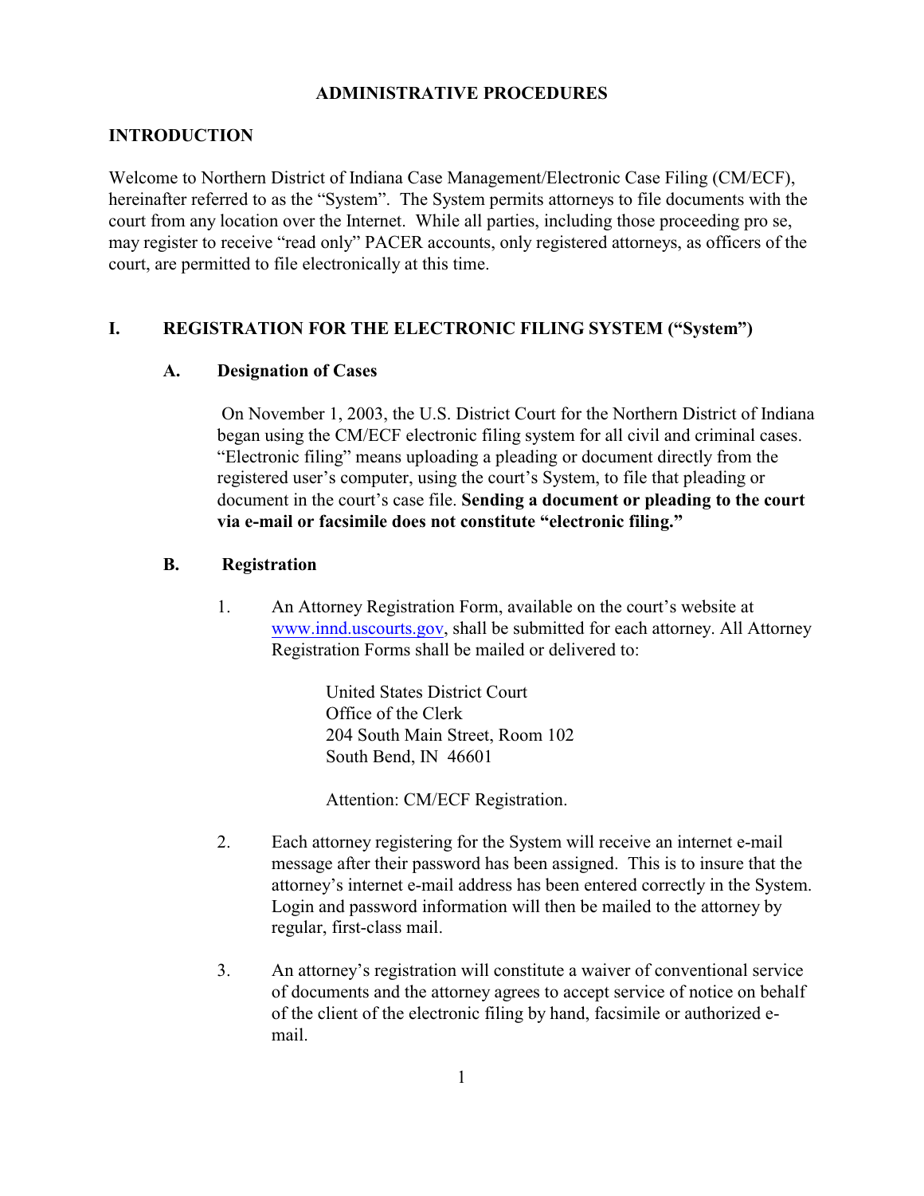# ADMINISTRATIVE PROCEDURES

## INTRODUCTION

Welcome to Northern District of Indiana Case Management/Electronic Case Filing (CM/ECF), hereinafter referred to as the "System". The System permits attorneys to file documents with the court from any location over the Internet. While all parties, including those proceeding pro se, may register to receive "read only" PACER accounts, only registered attorneys, as officers of the court, are permitted to file electronically at this time.

## I. REGISTRATION FOR THE ELECTRONIC FILING SYSTEM ("System")

### A. Designation of Cases

On November 1, 2003, the U.S. District Court for the Northern District of Indiana began using the CM/ECF electronic filing system for all civil and criminal cases. "Electronic filing" means uploading a pleading or document directly from the registered user's computer, using the court's System, to file that pleading or document in the court's case file. **Sending a document or pleading to the court via e-mail or facsimile does not constitute "electronic filing."**

### B. Registration

1. An Attorney Registration Form, available on the court's website at www.innd.uscourts.gov, shall be submitted for each attorney. All Attorney Registration Forms shall be mailed or delivered to:

   United States District Court
   Office of the Clerk
   204 South Main Street, Room 102
   South Bend, IN 46601

   Attention: CM/ECF Registration.

2. Each attorney registering for the System will receive an internet e-mail message after their password has been assigned. This is to insure that the attorney's internet e-mail address has been entered correctly in the System. Login and password information will then be mailed to the attorney by regular, first-class mail.

3. An attorney's registration will constitute a waiver of conventional service of documents and the attorney agrees to accept service of notice on behalf of the client of the electronic filing by hand, facsimile or authorized e-mail.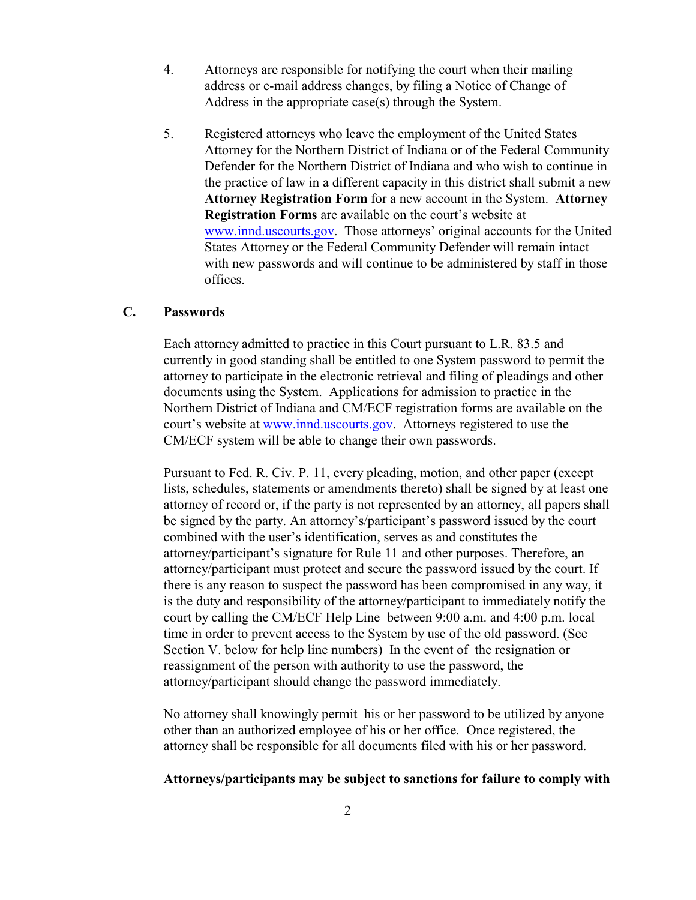4. Attorneys are responsible for notifying the court when their mailing address or e-mail address changes, by filing a Notice of Change of Address in the appropriate case(s) through the System.

5. Registered attorneys who leave the employment of the United States Attorney for the Northern District of Indiana or of the Federal Community Defender for the Northern District of Indiana and who wish to continue in the practice of law in a different capacity in this district shall submit a new **Attorney Registration Form** for a new account in the System. **Attorney Registration Forms** are available on the court's website at www.innd.uscourts.gov. Those attorneys' original accounts for the United States Attorney or the Federal Community Defender will remain intact with new passwords and will continue to be administered by staff in those offices.

## C. Passwords

Each attorney admitted to practice in this Court pursuant to L.R. 83.5 and currently in good standing shall be entitled to one System password to permit the attorney to participate in the electronic retrieval and filing of pleadings and other documents using the System. Applications for admission to practice in the Northern District of Indiana and CM/ECF registration forms are available on the court's website at www.innd.uscourts.gov. Attorneys registered to use the CM/ECF system will be able to change their own passwords.

Pursuant to Fed. R. Civ. P. 11, every pleading, motion, and other paper (except lists, schedules, statements or amendments thereto) shall be signed by at least one attorney of record or, if the party is not represented by an attorney, all papers shall be signed by the party. An attorney's/participant's password issued by the court combined with the user's identification, serves as and constitutes the attorney/participant's signature for Rule 11 and other purposes. Therefore, an attorney/participant must protect and secure the password issued by the court. If there is any reason to suspect the password has been compromised in any way, it is the duty and responsibility of the attorney/participant to immediately notify the court by calling the CM/ECF Help Line between 9:00 a.m. and 4:00 p.m. local time in order to prevent access to the System by use of the old password. (See Section V. below for help line numbers) In the event of the resignation or reassignment of the person with authority to use the password, the attorney/participant should change the password immediately.

No attorney shall knowingly permit his or her password to be utilized by anyone other than an authorized employee of his or her office. Once registered, the attorney shall be responsible for all documents filed with his or her password.

**Attorneys/participants may be subject to sanctions for failure to comply with**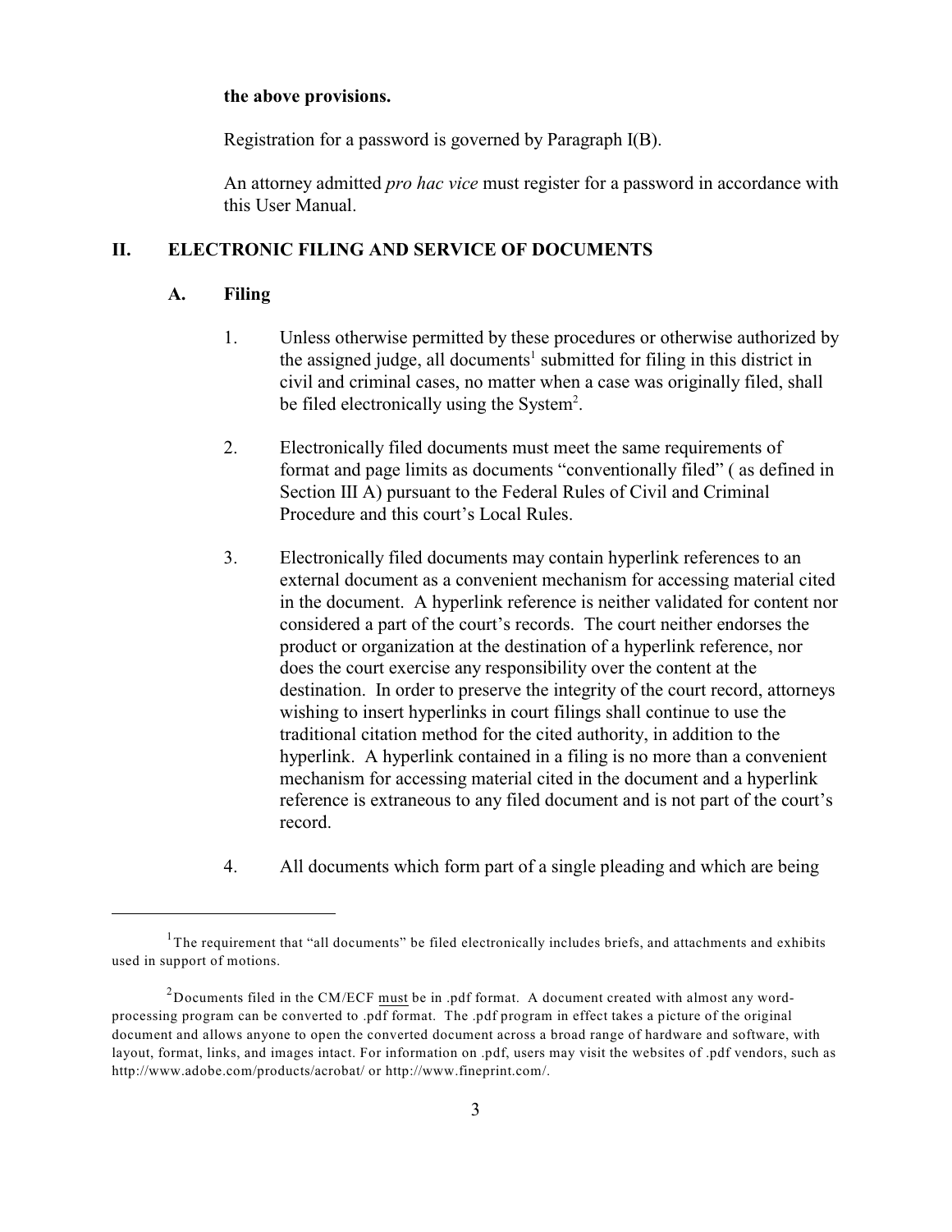**the above provisions.**

Registration for a password is governed by Paragraph I(B).

An attorney admitted *pro hac vice* must register for a password in accordance with this User Manual.

## II. ELECTRONIC FILING AND SERVICE OF DOCUMENTS

### A. Filing

1. Unless otherwise permitted by these procedures or otherwise authorized by the assigned judge, all documents[1] submitted for filing in this district in civil and criminal cases, no matter when a case was originally filed, shall be filed electronically using the System[2].

2. Electronically filed documents must meet the same requirements of format and page limits as documents "conventionally filed" ( as defined in Section III A) pursuant to the Federal Rules of Civil and Criminal Procedure and this court's Local Rules.

3. Electronically filed documents may contain hyperlink references to an external document as a convenient mechanism for accessing material cited in the document. A hyperlink reference is neither validated for content nor considered a part of the court's records. The court neither endorses the product or organization at the destination of a hyperlink reference, nor does the court exercise any responsibility over the content at the destination. In order to preserve the integrity of the court record, attorneys wishing to insert hyperlinks in court filings shall continue to use the traditional citation method for the cited authority, in addition to the hyperlink. A hyperlink contained in a filing is no more than a convenient mechanism for accessing material cited in the document and a hyperlink reference is extraneous to any filed document and is not part of the court's record.

4. All documents which form part of a single pleading and which are being

---

[1] The requirement that "all documents" be filed electronically includes briefs, and attachments and exhibits used in support of motions.

[2] Documents filed in the CM/ECF must be in .pdf format. A document created with almost any word-processing program can be converted to .pdf format. The .pdf program in effect takes a picture of the original document and allows anyone to open the converted document across a broad range of hardware and software, with layout, format, links, and images intact. For information on .pdf, users may visit the websites of .pdf vendors, such as http://www.adobe.com/products/acrobat/ or http://www.fineprint.com/.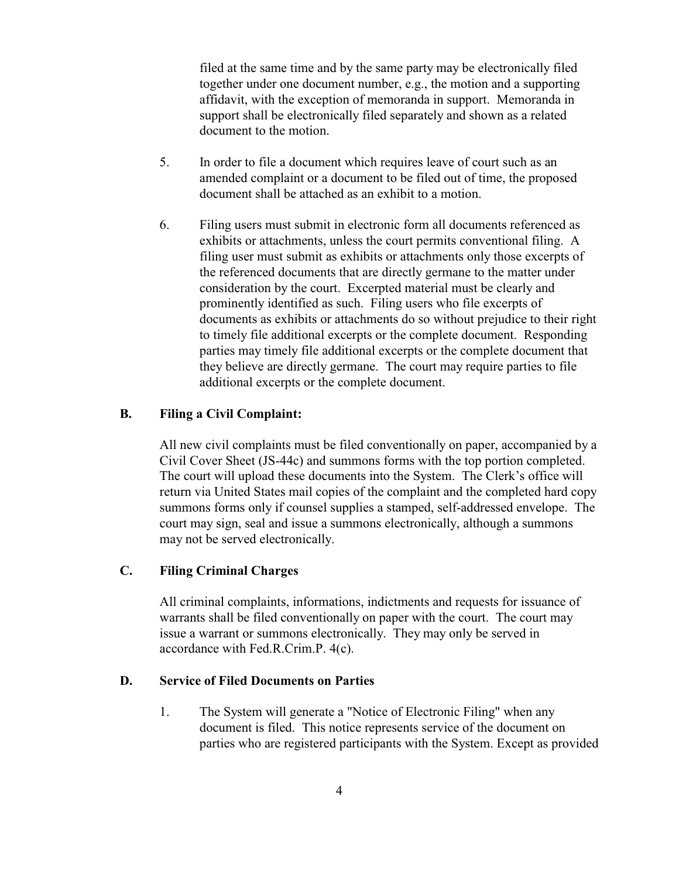filed at the same time and by the same party may be electronically filed together under one document number, e.g., the motion and a supporting affidavit, with the exception of memoranda in support. Memoranda in support shall be electronically filed separately and shown as a related document to the motion.

5. In order to file a document which requires leave of court such as an amended complaint or a document to be filed out of time, the proposed document shall be attached as an exhibit to a motion.

6. Filing users must submit in electronic form all documents referenced as exhibits or attachments, unless the court permits conventional filing. A filing user must submit as exhibits or attachments only those excerpts of the referenced documents that are directly germane to the matter under consideration by the court. Excerpted material must be clearly and prominently identified as such. Filing users who file excerpts of documents as exhibits or attachments do so without prejudice to their right to timely file additional excerpts or the complete document. Responding parties may timely file additional excerpts or the complete document that they believe are directly germane. The court may require parties to file additional excerpts or the complete document.

**B. Filing a Civil Complaint:**

All new civil complaints must be filed conventionally on paper, accompanied by a Civil Cover Sheet (JS-44c) and summons forms with the top portion completed. The court will upload these documents into the System. The Clerk's office will return via United States mail copies of the complaint and the completed hard copy summons forms only if counsel supplies a stamped, self-addressed envelope. The court may sign, seal and issue a summons electronically, although a summons may not be served electronically.

**C. Filing Criminal Charges**

All criminal complaints, informations, indictments and requests for issuance of warrants shall be filed conventionally on paper with the court. The court may issue a warrant or summons electronically. They may only be served in accordance with Fed.R.Crim.P. 4(c).

**D. Service of Filed Documents on Parties**

1. The System will generate a "Notice of Electronic Filing" when any document is filed. This notice represents service of the document on parties who are registered participants with the System. Except as provided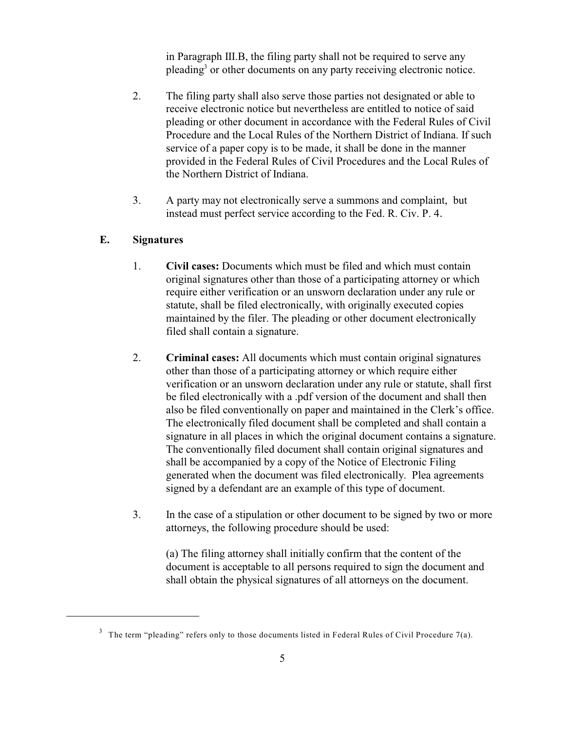in Paragraph III.B, the filing party shall not be required to serve any pleading[3] or other documents on any party receiving electronic notice.

2. The filing party shall also serve those parties not designated or able to receive electronic notice but nevertheless are entitled to notice of said pleading or other document in accordance with the Federal Rules of Civil Procedure and the Local Rules of the Northern District of Indiana. If such service of a paper copy is to be made, it shall be done in the manner provided in the Federal Rules of Civil Procedures and the Local Rules of the Northern District of Indiana.

3. A party may not electronically serve a summons and complaint, but instead must perfect service according to the Fed. R. Civ. P. 4.

### E. Signatures

1. **Civil cases:** Documents which must be filed and which must contain original signatures other than those of a participating attorney or which require either verification or an unsworn declaration under any rule or statute, shall be filed electronically, with originally executed copies maintained by the filer. The pleading or other document electronically filed shall contain a signature.

2. **Criminal cases:** All documents which must contain original signatures other than those of a participating attorney or which require either verification or an unsworn declaration under any rule or statute, shall first be filed electronically with a .pdf version of the document and shall then also be filed conventionally on paper and maintained in the Clerk's office. The electronically filed document shall be completed and shall contain a signature in all places in which the original document contains a signature. The conventionally filed document shall contain original signatures and shall be accompanied by a copy of the Notice of Electronic Filing generated when the document was filed electronically. Plea agreements signed by a defendant are an example of this type of document.

3. In the case of a stipulation or other document to be signed by two or more attorneys, the following procedure should be used:

   (a) The filing attorney shall initially confirm that the content of the document is acceptable to all persons required to sign the document and shall obtain the physical signatures of all attorneys on the document.

---

[3] The term "pleading" refers only to those documents listed in Federal Rules of Civil Procedure 7(a).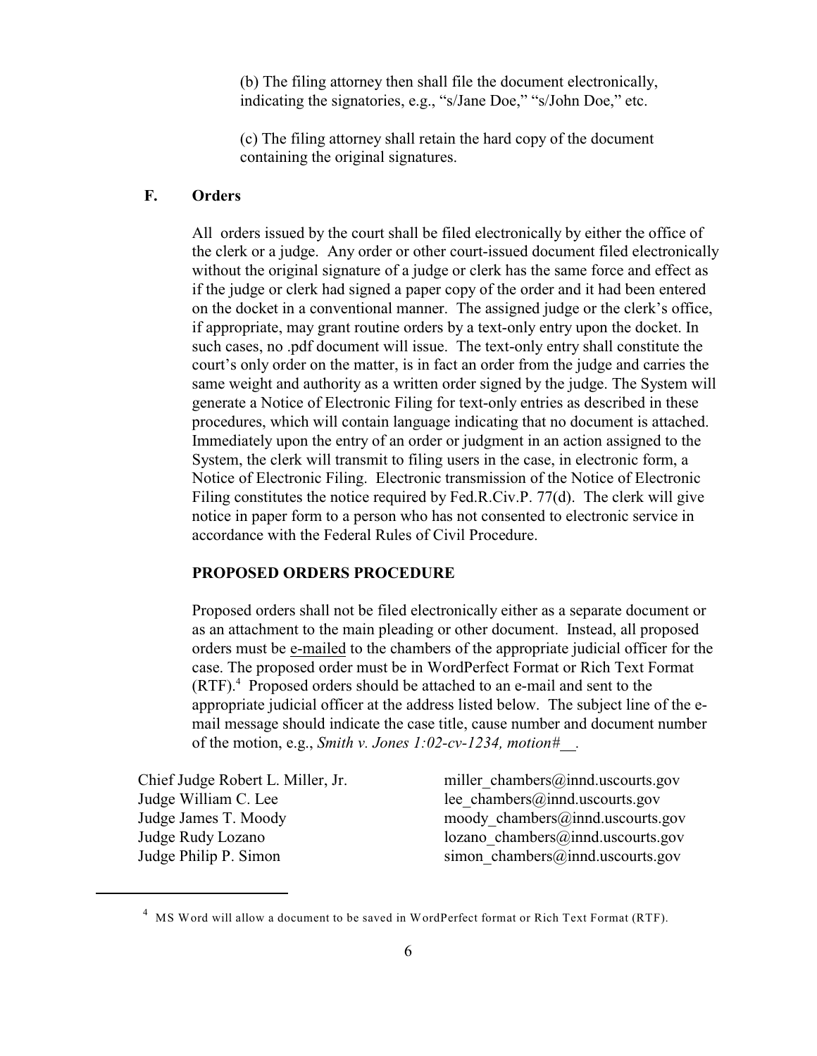(b) The filing attorney then shall file the document electronically, indicating the signatories, e.g., "s/Jane Doe," "s/John Doe," etc.

(c) The filing attorney shall retain the hard copy of the document containing the original signatures.

### F. Orders

All orders issued by the court shall be filed electronically by either the office of the clerk or a judge. Any order or other court-issued document filed electronically without the original signature of a judge or clerk has the same force and effect as if the judge or clerk had signed a paper copy of the order and it had been entered on the docket in a conventional manner. The assigned judge or the clerk's office, if appropriate, may grant routine orders by a text-only entry upon the docket. In such cases, no .pdf document will issue. The text-only entry shall constitute the court's only order on the matter, is in fact an order from the judge and carries the same weight and authority as a written order signed by the judge. The System will generate a Notice of Electronic Filing for text-only entries as described in these procedures, which will contain language indicating that no document is attached. Immediately upon the entry of an order or judgment in an action assigned to the System, the clerk will transmit to filing users in the case, in electronic form, a Notice of Electronic Filing. Electronic transmission of the Notice of Electronic Filing constitutes the notice required by Fed.R.Civ.P. 77(d). The clerk will give notice in paper form to a person who has not consented to electronic service in accordance with the Federal Rules of Civil Procedure.

**PROPOSED ORDERS PROCEDURE**

Proposed orders shall not be filed electronically either as a separate document or as an attachment to the main pleading or other document. Instead, all proposed orders must be e-mailed to the chambers of the appropriate judicial officer for the case. The proposed order must be in WordPerfect Format or Rich Text Format (RTF).[4] Proposed orders should be attached to an e-mail and sent to the appropriate judicial officer at the address listed below. The subject line of the e-mail message should indicate the case title, cause number and document number of the motion, e.g., *Smith v. Jones 1:02-cv-1234, motion#__.*

| | |
|---|---|
| Chief Judge Robert L. Miller, Jr. | miller_chambers@innd.uscourts.gov |
| Judge William C. Lee | lee_chambers@innd.uscourts.gov |
| Judge James T. Moody | moody_chambers@innd.uscourts.gov |
| Judge Rudy Lozano | lozano_chambers@innd.uscourts.gov |
| Judge Philip P. Simon | simon_chambers@innd.uscourts.gov |

[4] MS Word will allow a document to be saved in WordPerfect format or Rich Text Format (RTF).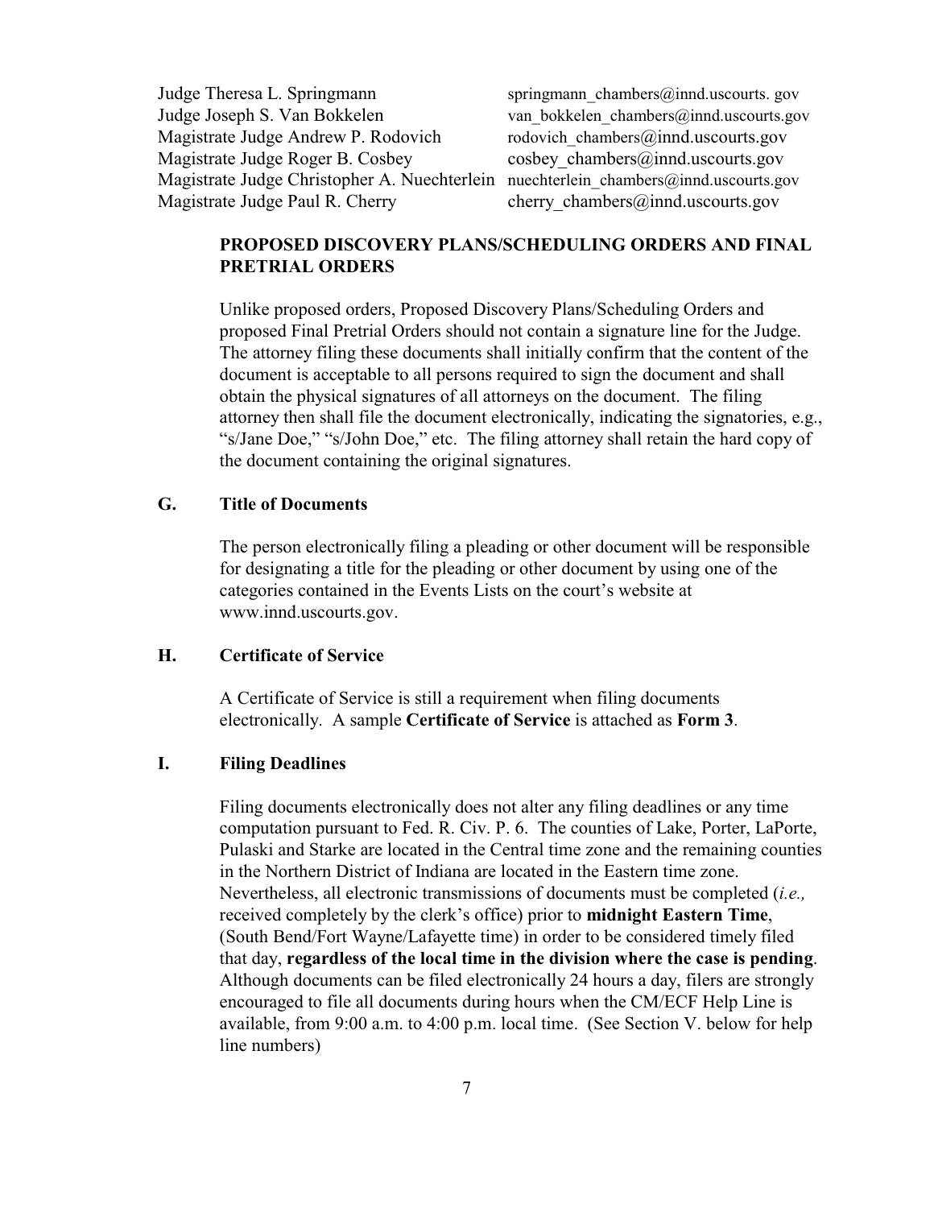| | |
|---|---|
| Judge Theresa L. Springmann | springmann_chambers@innd.uscourts. gov |
| Judge Joseph S. Van Bokkelen | van_bokkelen_chambers@innd.uscourts.gov |
| Magistrate Judge Andrew P. Rodovich | rodovich_chambers@innd.uscourts.gov |
| Magistrate Judge Roger B. Cosbey | cosbey_chambers@innd.uscourts.gov |
| Magistrate Judge Christopher A. Nuechterlein | nuechterlein_chambers@innd.uscourts.gov |
| Magistrate Judge Paul R. Cherry | cherry_chambers@innd.uscourts.gov |

**PROPOSED DISCOVERY PLANS/SCHEDULING ORDERS AND FINAL PRETRIAL ORDERS**

Unlike proposed orders, Proposed Discovery Plans/Scheduling Orders and proposed Final Pretrial Orders should not contain a signature line for the Judge. The attorney filing these documents shall initially confirm that the content of the document is acceptable to all persons required to sign the document and shall obtain the physical signatures of all attorneys on the document. The filing attorney then shall file the document electronically, indicating the signatories, e.g., "s/Jane Doe," "s/John Doe," etc. The filing attorney shall retain the hard copy of the document containing the original signatures.

### G. Title of Documents

The person electronically filing a pleading or other document will be responsible for designating a title for the pleading or other document by using one of the categories contained in the Events Lists on the court's website at www.innd.uscourts.gov.

### H. Certificate of Service

A Certificate of Service is still a requirement when filing documents electronically. A sample **Certificate of Service** is attached as **Form 3**.

### I. Filing Deadlines

Filing documents electronically does not alter any filing deadlines or any time computation pursuant to Fed. R. Civ. P. 6. The counties of Lake, Porter, LaPorte, Pulaski and Starke are located in the Central time zone and the remaining counties in the Northern District of Indiana are located in the Eastern time zone. Nevertheless, all electronic transmissions of documents must be completed (*i.e.,* received completely by the clerk's office) prior to **midnight Eastern Time**, (South Bend/Fort Wayne/Lafayette time) in order to be considered timely filed that day, **regardless of the local time in the division where the case is pending**. Although documents can be filed electronically 24 hours a day, filers are strongly encouraged to file all documents during hours when the CM/ECF Help Line is available, from 9:00 a.m. to 4:00 p.m. local time. (See Section V. below for help line numbers)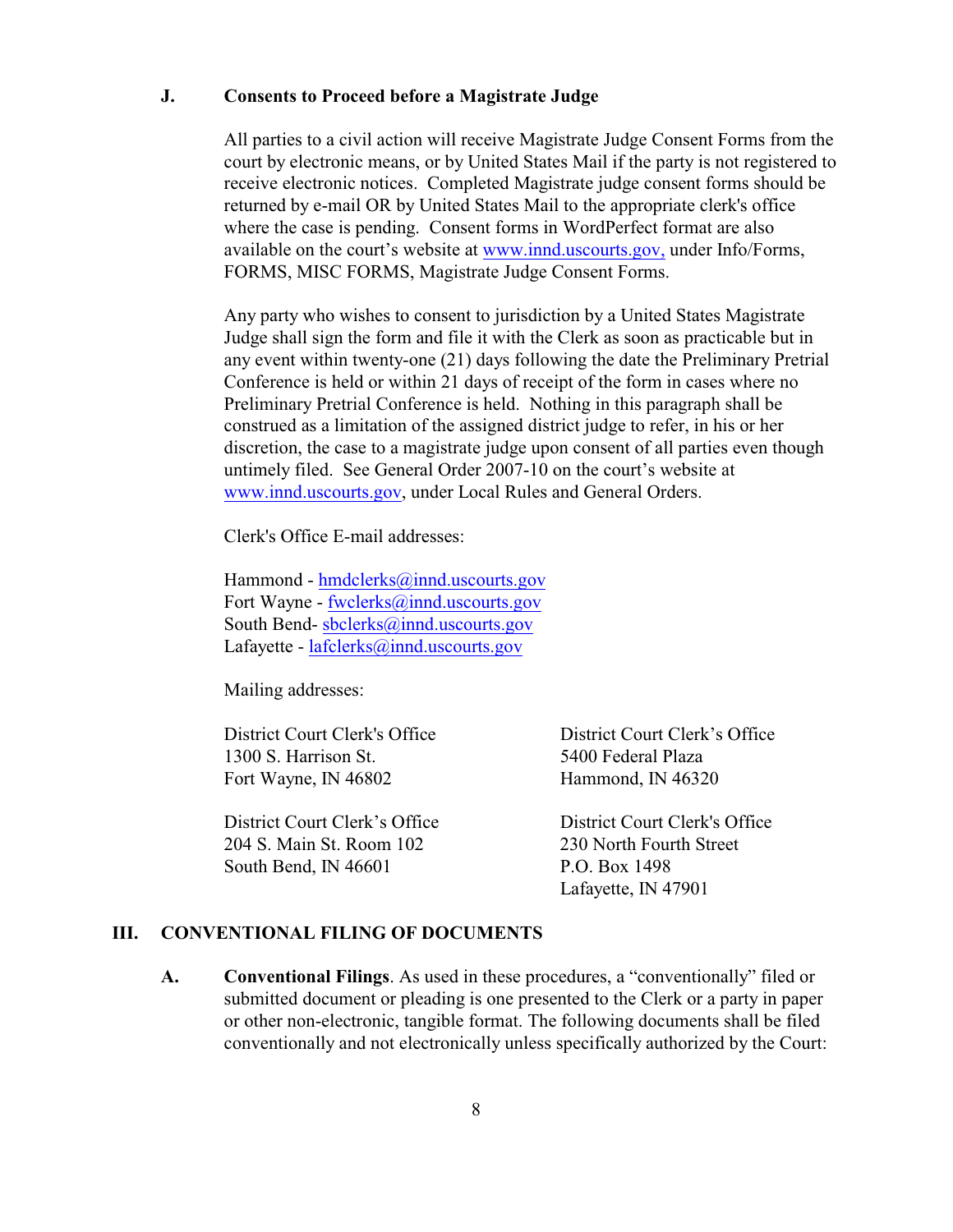### J. Consents to Proceed before a Magistrate Judge

All parties to a civil action will receive Magistrate Judge Consent Forms from the court by electronic means, or by United States Mail if the party is not registered to receive electronic notices. Completed Magistrate judge consent forms should be returned by e-mail OR by United States Mail to the appropriate clerk's office where the case is pending. Consent forms in WordPerfect format are also available on the court's website at www.innd.uscourts.gov, under Info/Forms, FORMS, MISC FORMS, Magistrate Judge Consent Forms.

Any party who wishes to consent to jurisdiction by a United States Magistrate Judge shall sign the form and file it with the Clerk as soon as practicable but in any event within twenty-one (21) days following the date the Preliminary Pretrial Conference is held or within 21 days of receipt of the form in cases where no Preliminary Pretrial Conference is held. Nothing in this paragraph shall be construed as a limitation of the assigned district judge to refer, in his or her discretion, the case to a magistrate judge upon consent of all parties even though untimely filed. See General Order 2007-10 on the court's website at www.innd.uscourts.gov, under Local Rules and General Orders.

Clerk's Office E-mail addresses:

Hammond - hmdclerks@innd.uscourts.gov
Fort Wayne - fwclerks@innd.uscourts.gov
South Bend- sbclerks@innd.uscourts.gov
Lafayette - lafclerks@innd.uscourts.gov

Mailing addresses:

District Court Clerk's Office
1300 S. Harrison St.
Fort Wayne, IN 46802

District Court Clerk's Office
5400 Federal Plaza
Hammond, IN 46320

District Court Clerk's Office
204 S. Main St. Room 102
South Bend, IN 46601

District Court Clerk's Office
230 North Fourth Street
P.O. Box 1498
Lafayette, IN 47901

## III. CONVENTIONAL FILING OF DOCUMENTS

**A. Conventional Filings**. As used in these procedures, a "conventionally" filed or submitted document or pleading is one presented to the Clerk or a party in paper or other non-electronic, tangible format. The following documents shall be filed conventionally and not electronically unless specifically authorized by the Court: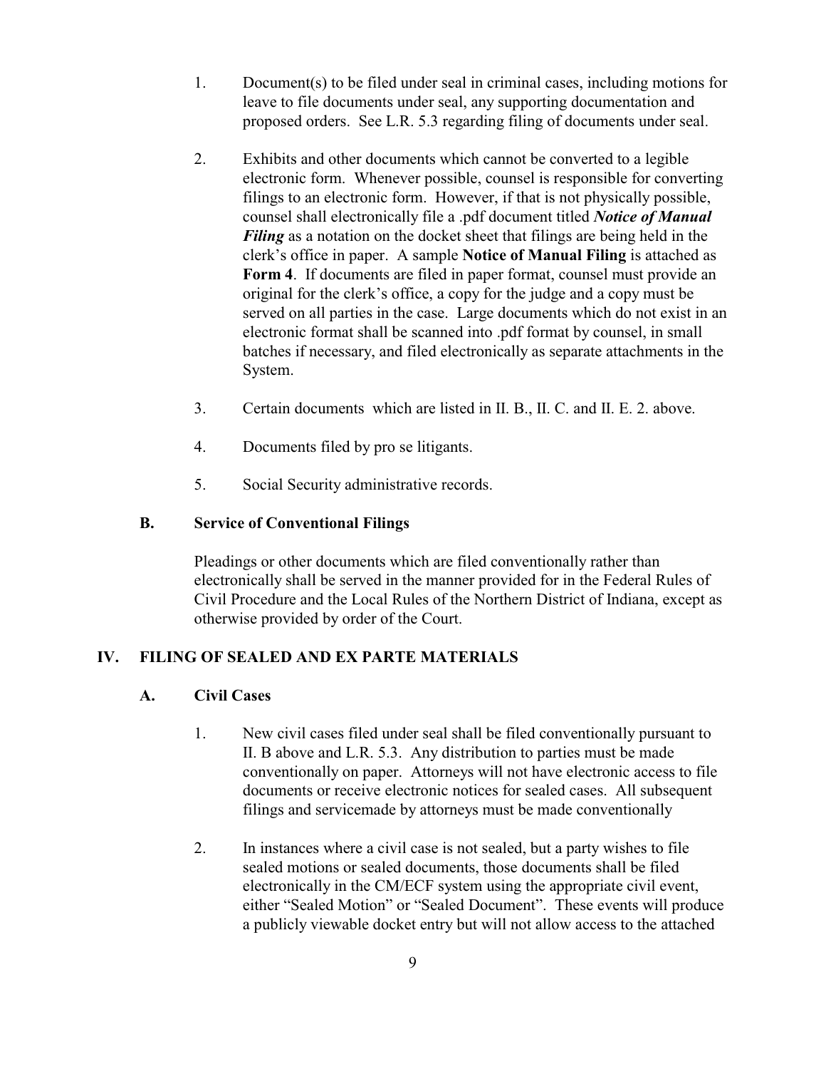1. Document(s) to be filed under seal in criminal cases, including motions for leave to file documents under seal, any supporting documentation and proposed orders. See L.R. 5.3 regarding filing of documents under seal.

2. Exhibits and other documents which cannot be converted to a legible electronic form. Whenever possible, counsel is responsible for converting filings to an electronic form. However, if that is not physically possible, counsel shall electronically file a .pdf document titled ***Notice of Manual Filing*** as a notation on the docket sheet that filings are being held in the clerk's office in paper. A sample **Notice of Manual Filing** is attached as **Form 4**. If documents are filed in paper format, counsel must provide an original for the clerk's office, a copy for the judge and a copy must be served on all parties in the case. Large documents which do not exist in an electronic format shall be scanned into .pdf format by counsel, in small batches if necessary, and filed electronically as separate attachments in the System.

3. Certain documents which are listed in II. B., II. C. and II. E. 2. above.

4. Documents filed by pro se litigants.

5. Social Security administrative records.

### B. Service of Conventional Filings

Pleadings or other documents which are filed conventionally rather than electronically shall be served in the manner provided for in the Federal Rules of Civil Procedure and the Local Rules of the Northern District of Indiana, except as otherwise provided by order of the Court.

## IV. FILING OF SEALED AND EX PARTE MATERIALS

### A. Civil Cases

1. New civil cases filed under seal shall be filed conventionally pursuant to II. B above and L.R. 5.3. Any distribution to parties must be made conventionally on paper. Attorneys will not have electronic access to file documents or receive electronic notices for sealed cases. All subsequent filings and servicemade by attorneys must be made conventionally

2. In instances where a civil case is not sealed, but a party wishes to file sealed motions or sealed documents, those documents shall be filed electronically in the CM/ECF system using the appropriate civil event, either "Sealed Motion" or "Sealed Document". These events will produce a publicly viewable docket entry but will not allow access to the attached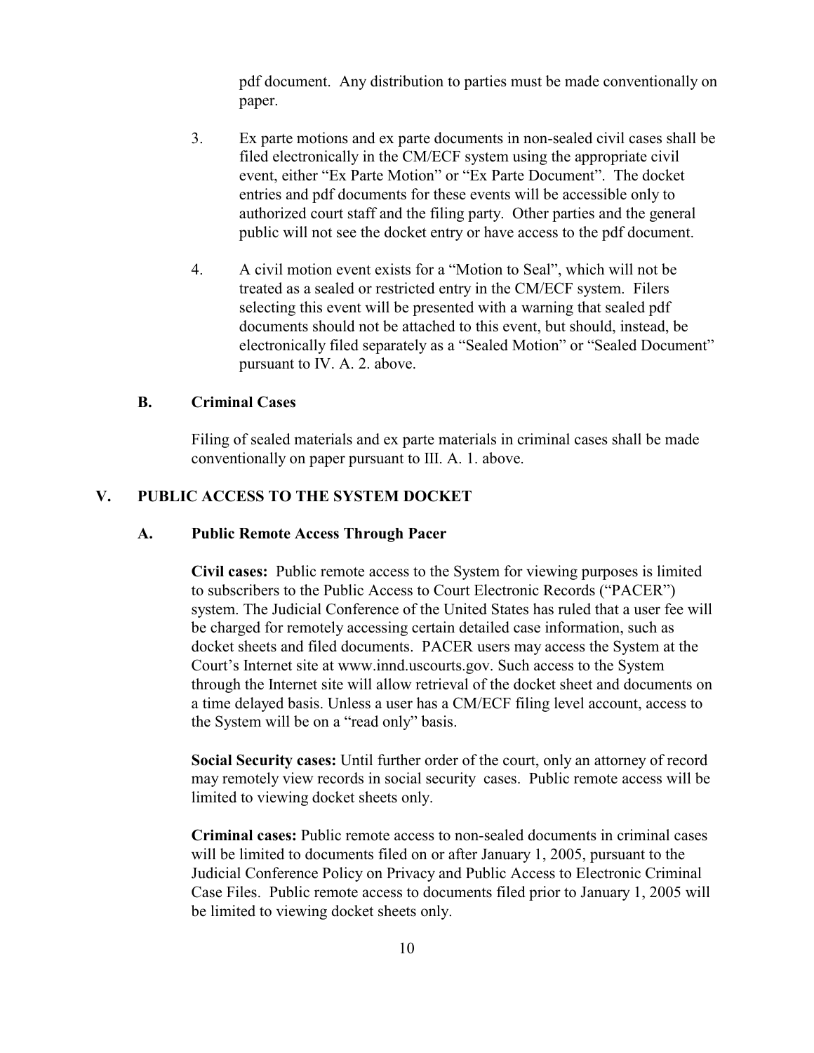pdf document. Any distribution to parties must be made conventionally on paper.

3. Ex parte motions and ex parte documents in non-sealed civil cases shall be filed electronically in the CM/ECF system using the appropriate civil event, either "Ex Parte Motion" or "Ex Parte Document". The docket entries and pdf documents for these events will be accessible only to authorized court staff and the filing party. Other parties and the general public will not see the docket entry or have access to the pdf document.

4. A civil motion event exists for a "Motion to Seal", which will not be treated as a sealed or restricted entry in the CM/ECF system. Filers selecting this event will be presented with a warning that sealed pdf documents should not be attached to this event, but should, instead, be electronically filed separately as a "Sealed Motion" or "Sealed Document" pursuant to IV. A. 2. above.

### B. Criminal Cases

Filing of sealed materials and ex parte materials in criminal cases shall be made conventionally on paper pursuant to III. A. 1. above.

## V. PUBLIC ACCESS TO THE SYSTEM DOCKET

### A. Public Remote Access Through Pacer

**Civil cases:** Public remote access to the System for viewing purposes is limited to subscribers to the Public Access to Court Electronic Records ("PACER") system. The Judicial Conference of the United States has ruled that a user fee will be charged for remotely accessing certain detailed case information, such as docket sheets and filed documents. PACER users may access the System at the Court's Internet site at www.innd.uscourts.gov. Such access to the System through the Internet site will allow retrieval of the docket sheet and documents on a time delayed basis. Unless a user has a CM/ECF filing level account, access to the System will be on a "read only" basis.

**Social Security cases:** Until further order of the court, only an attorney of record may remotely view records in social security cases. Public remote access will be limited to viewing docket sheets only.

**Criminal cases:** Public remote access to non-sealed documents in criminal cases will be limited to documents filed on or after January 1, 2005, pursuant to the Judicial Conference Policy on Privacy and Public Access to Electronic Criminal Case Files. Public remote access to documents filed prior to January 1, 2005 will be limited to viewing docket sheets only.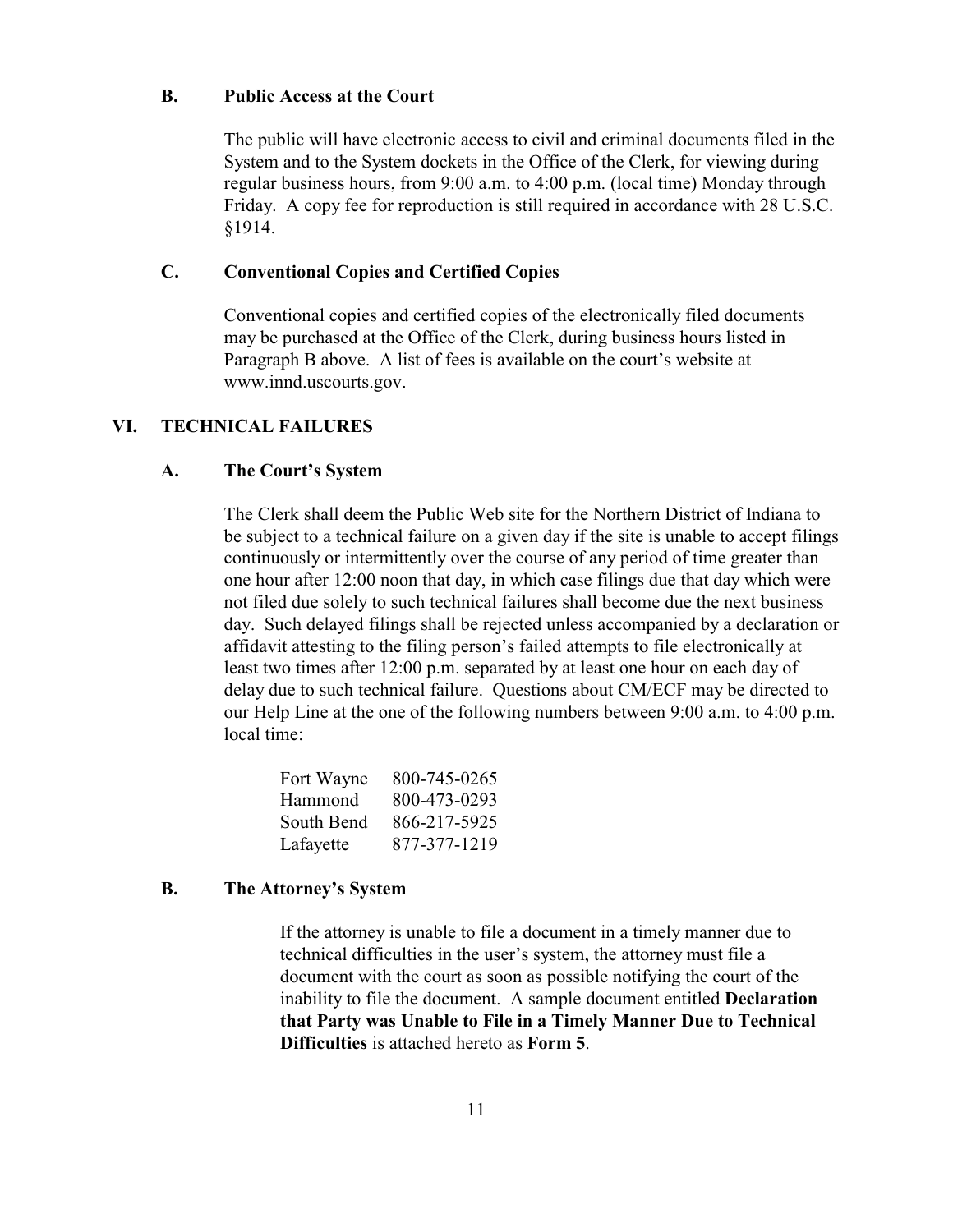### B. Public Access at the Court

The public will have electronic access to civil and criminal documents filed in the System and to the System dockets in the Office of the Clerk, for viewing during regular business hours, from 9:00 a.m. to 4:00 p.m. (local time) Monday through Friday. A copy fee for reproduction is still required in accordance with 28 U.S.C. §1914.

### C. Conventional Copies and Certified Copies

Conventional copies and certified copies of the electronically filed documents may be purchased at the Office of the Clerk, during business hours listed in Paragraph B above. A list of fees is available on the court's website at www.innd.uscourts.gov.

## VI. TECHNICAL FAILURES

### A. The Court's System

The Clerk shall deem the Public Web site for the Northern District of Indiana to be subject to a technical failure on a given day if the site is unable to accept filings continuously or intermittently over the course of any period of time greater than one hour after 12:00 noon that day, in which case filings due that day which were not filed due solely to such technical failures shall become due the next business day. Such delayed filings shall be rejected unless accompanied by a declaration or affidavit attesting to the filing person's failed attempts to file electronically at least two times after 12:00 p.m. separated by at least one hour on each day of delay due to such technical failure. Questions about CM/ECF may be directed to our Help Line at the one of the following numbers between 9:00 a.m. to 4:00 p.m. local time:

| | |
|---|---|
| Fort Wayne | 800-745-0265 |
| Hammond | 800-473-0293 |
| South Bend | 866-217-5925 |
| Lafayette | 877-377-1219 |

### B. The Attorney's System

If the attorney is unable to file a document in a timely manner due to technical difficulties in the user's system, the attorney must file a document with the court as soon as possible notifying the court of the inability to file the document. A sample document entitled **Declaration that Party was Unable to File in a Timely Manner Due to Technical Difficulties** is attached hereto as **Form 5**.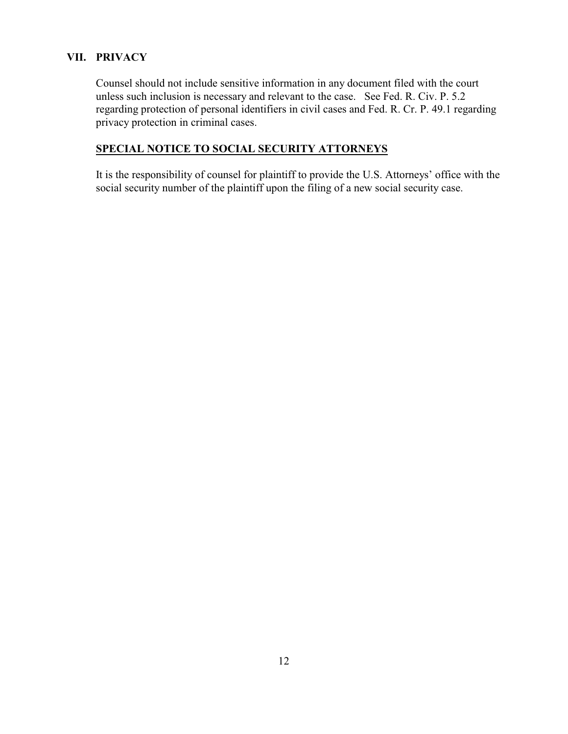## VII. PRIVACY

Counsel should not include sensitive information in any document filed with the court unless such inclusion is necessary and relevant to the case. See Fed. R. Civ. P. 5.2 regarding protection of personal identifiers in civil cases and Fed. R. Cr. P. 49.1 regarding privacy protection in criminal cases.

**SPECIAL NOTICE TO SOCIAL SECURITY ATTORNEYS**

It is the responsibility of counsel for plaintiff to provide the U.S. Attorneys' office with the social security number of the plaintiff upon the filing of a new social security case.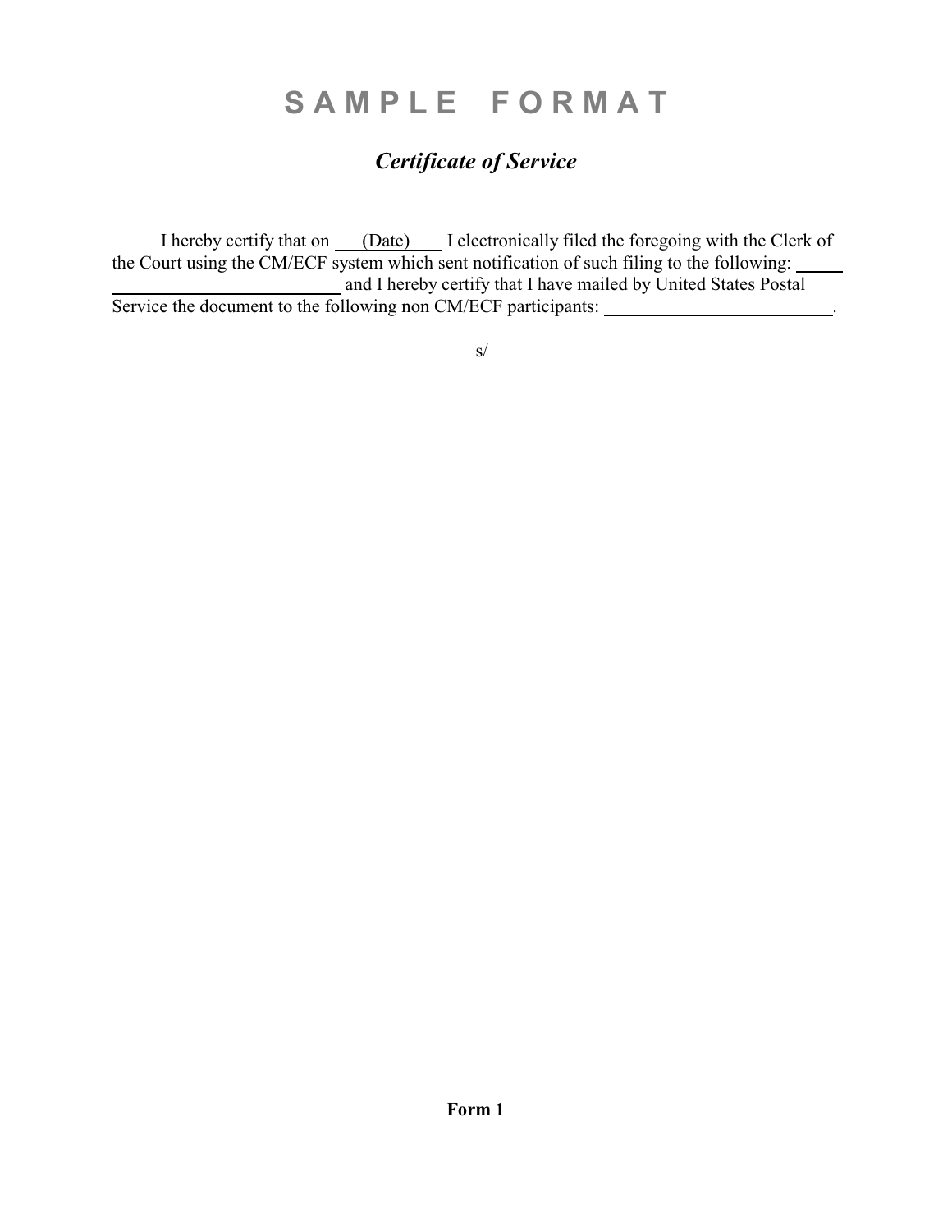# S A M P L E  F O R M A T

## *Certificate of Service*

I hereby certify that on ___(Date)___ I electronically filed the foregoing with the Clerk of the Court using the CM/ECF system which sent notification of such filing to the following: ______________________________ and I hereby certify that I have mailed by United States Postal Service the document to the following non CM/ECF participants: __________________________.

s/

**Form 1**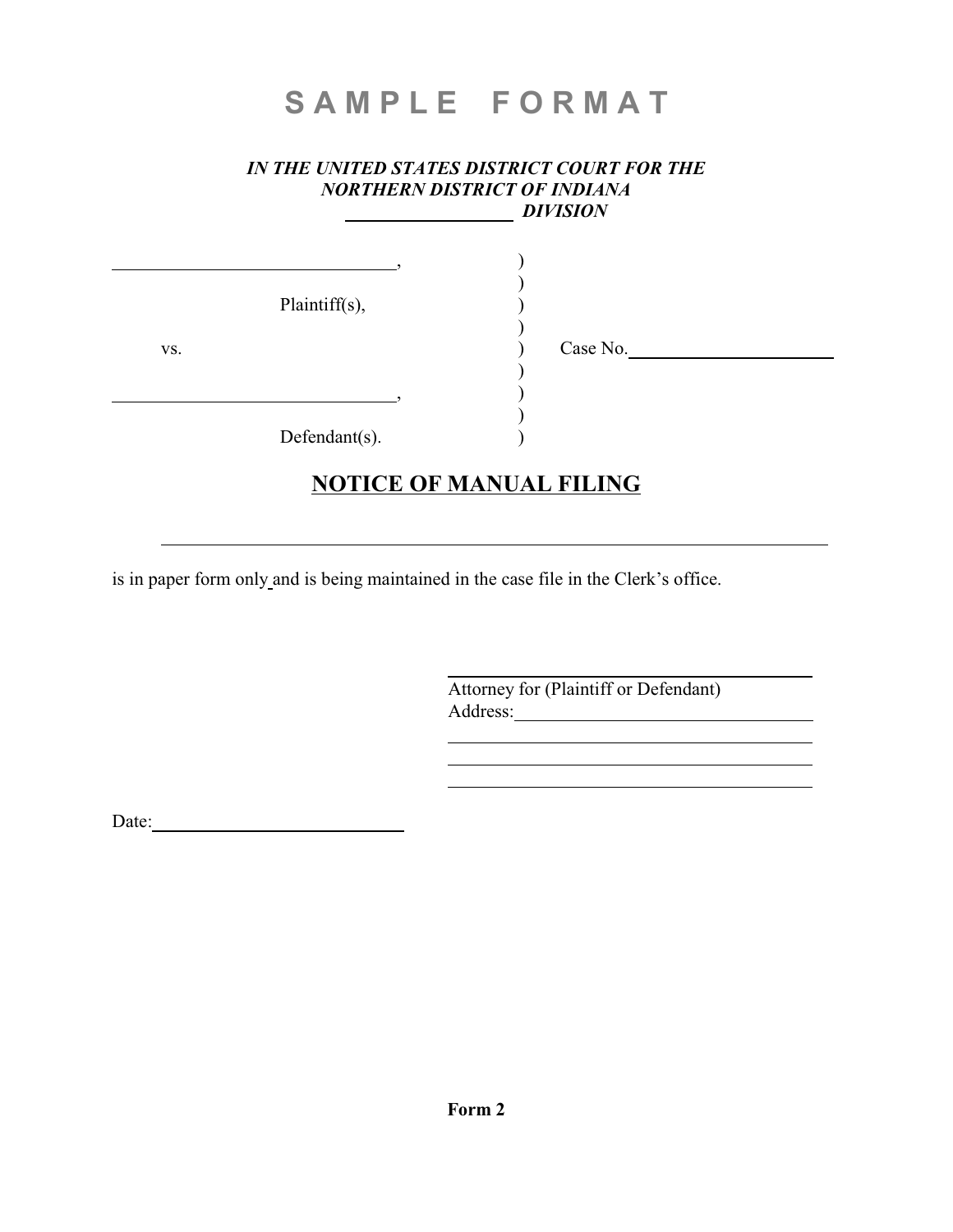# S A M P L E F O R M A T

***IN THE UNITED STATES DISTRICT COURT FOR THE NORTHERN DISTRICT OF INDIANA***
***__________________ DIVISION***

| | | |
|---|---|---|
| ______________________________, | ) | |
| | ) | |
| Plaintiff(s), | ) | |
| | ) | |
| vs. | ) | Case No.______________________ |
| | ) | |
| ______________________________, | ) | |
| | ) | |
| Defendant(s). | ) | |

## NOTICE OF MANUAL FILING

__________________________________________________________________________

is in paper form only and is being maintained in the case file in the Clerk's office.

________________________________________
Attorney for (Plaintiff or Defendant)
Address:________________________________
________________________________________
________________________________________
________________________________________

Date:____________________________

**Form 2**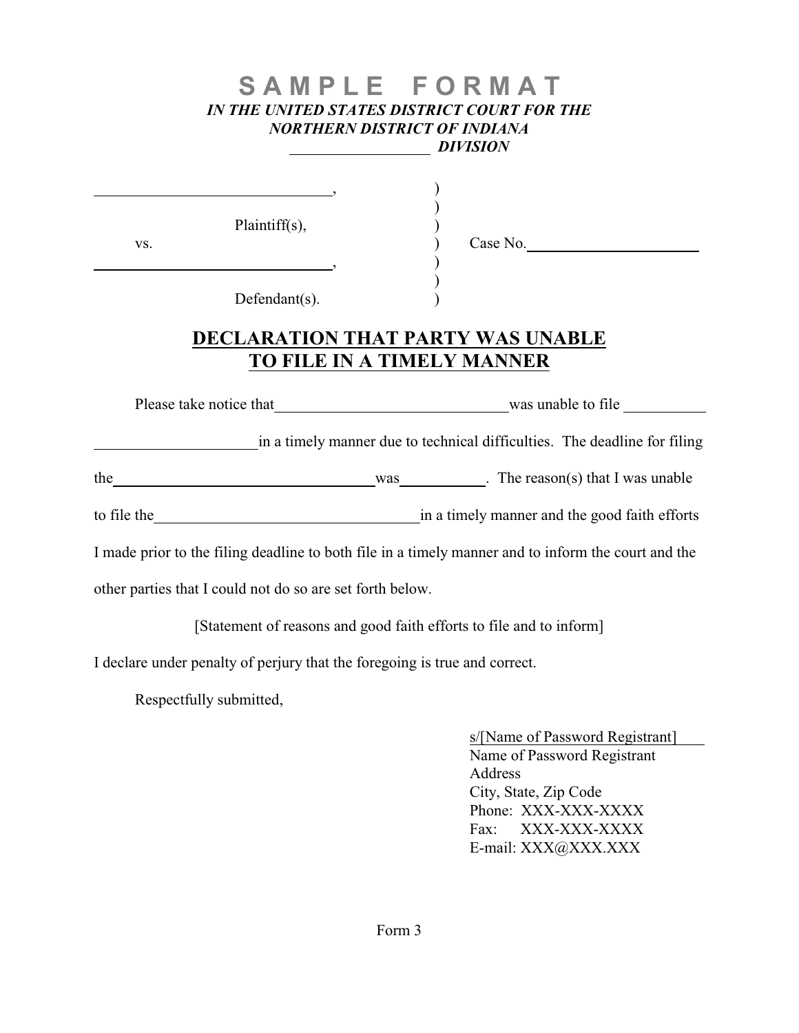# S A M P L E   F O R M A T

***IN THE UNITED STATES DISTRICT COURT FOR THE NORTHERN DISTRICT OF INDIANA***
***_________________ DIVISION***

| | | |
|---|---|---|
| ______________________________, | ) | |
| | ) | |
| Plaintiff(s), | ) | |
| vs. | ) | Case No.______________________ |
| ______________________________, | ) | |
| | ) | |
| Defendant(s). | ) | |

## DECLARATION THAT PARTY WAS UNABLE TO FILE IN A TIMELY MANNER

Please take notice that______________________________was unable to file __________ ____________________in a timely manner due to technical difficulties. The deadline for filing the__________________________________was__________. The reason(s) that I was unable to file the__________________________________in a timely manner and the good faith efforts I made prior to the filing deadline to both file in a timely manner and to inform the court and the other parties that I could not do so are set forth below.

[Statement of reasons and good faith efforts to file and to inform]

I declare under penalty of perjury that the foregoing is true and correct.

Respectfully submitted,

s/[Name of Password Registrant]
Name of Password Registrant
Address
City, State, Zip Code
Phone: XXX-XXX-XXXX
Fax: XXX-XXX-XXXX
E-mail: XXX@XXX.XXX

Form 3